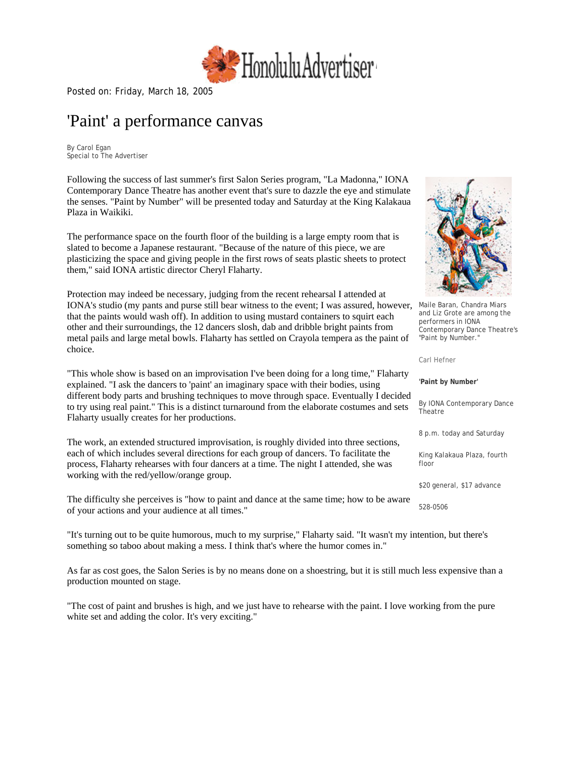Posted on: Friday, March 18, 2005

# 'Paint' a performance canvas

By Carol Egan
Special to The Advertiser

Following the success of last summer's first Salon Series program, "La Madonna," IONA Contemporary Dance Theatre has another event that's sure to dazzle the eye and stimulate the senses. "Paint by Number" will be presented today and Saturday at the King Kalakaua Plaza in Waikiki.

The performance space on the fourth floor of the building is a large empty room that is slated to become a Japanese restaurant. "Because of the nature of this piece, we are plasticizing the space and giving people in the first rows of seats plastic sheets to protect them," said IONA artistic director Cheryl Flaharty.

Protection may indeed be necessary, judging from the recent rehearsal I attended at IONA's studio (my pants and purse still bear witness to the event; I was assured, however, that the paints would wash off). In addition to using mustard containers to squirt each other and their surroundings, the 12 dancers slosh, dab and dribble bright paints from metal pails and large metal bowls. Flaharty has settled on Crayola tempera as the paint of choice.

Maile Baran, Chandra Miars and Liz Grote are among the performers in IONA Contemporary Dance Theatre's "Paint by Number."

Carl Hefner

**'Paint by Number'**

By IONA Contemporary Dance Theatre

8 p.m. today and Saturday

King Kalakaua Plaza, fourth floor

$20 general, $17 advance

528-0506

"This whole show is based on an improvisation I've been doing for a long time," Flaharty explained. "I ask the dancers to 'paint' an imaginary space with their bodies, using different body parts and brushing techniques to move through space. Eventually I decided to try using real paint." This is a distinct turnaround from the elaborate costumes and sets Flaharty usually creates for her productions.

The work, an extended structured improvisation, is roughly divided into three sections, each of which includes several directions for each group of dancers. To facilitate the process, Flaharty rehearses with four dancers at a time. The night I attended, she was working with the red/yellow/orange group.

The difficulty she perceives is "how to paint and dance at the same time; how to be aware of your actions and your audience at all times."

"It's turning out to be quite humorous, much to my surprise," Flaharty said. "It wasn't my intention, but there's something so taboo about making a mess. I think that's where the humor comes in."

As far as cost goes, the Salon Series is by no means done on a shoestring, but it is still much less expensive than a production mounted on stage.

"The cost of paint and brushes is high, and we just have to rehearse with the paint. I love working from the pure white set and adding the color. It's very exciting."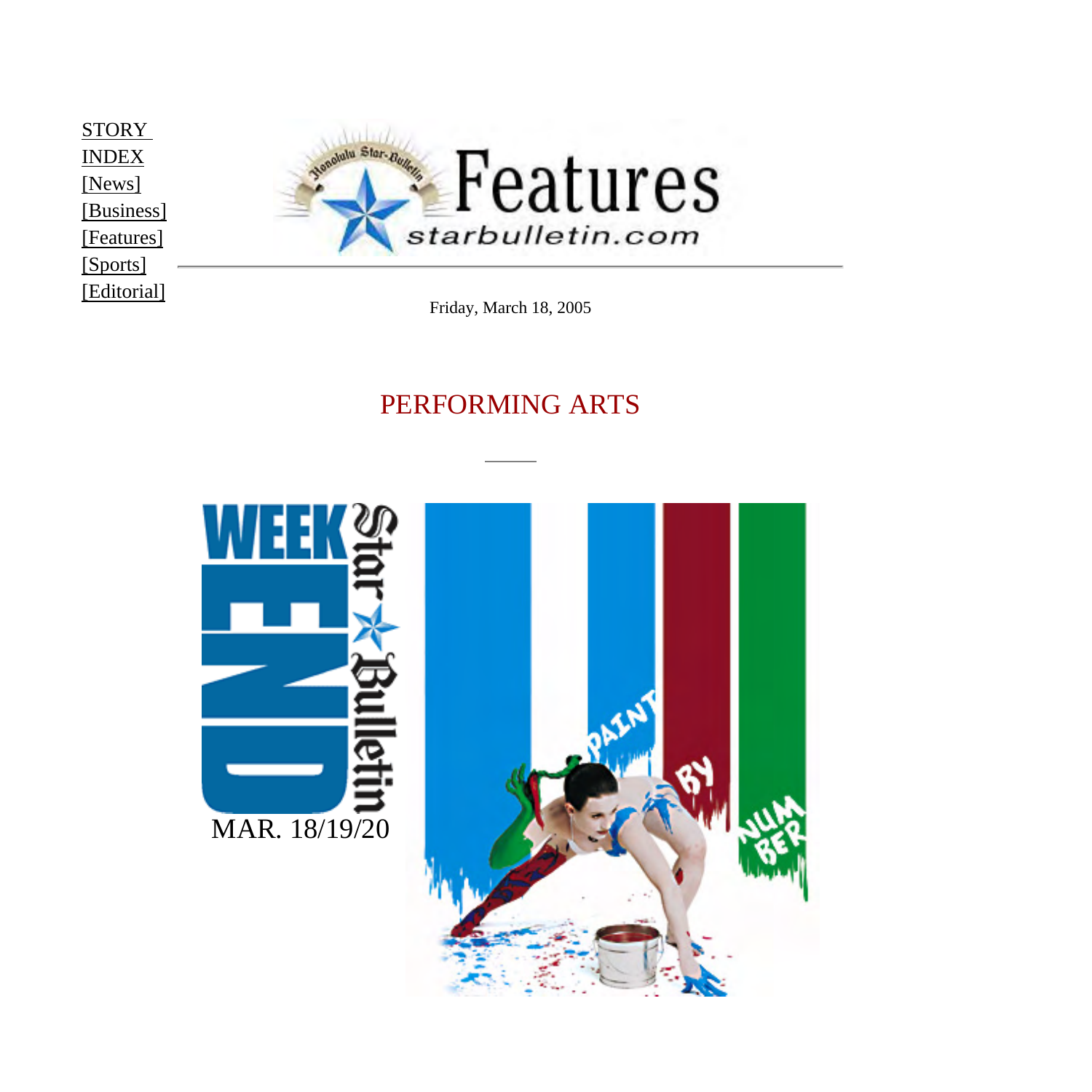STORY INDEX
[News]
[Business]
[Features]
[Sports]
[Editorial]

Friday, March 18, 2005

## PERFORMING ARTS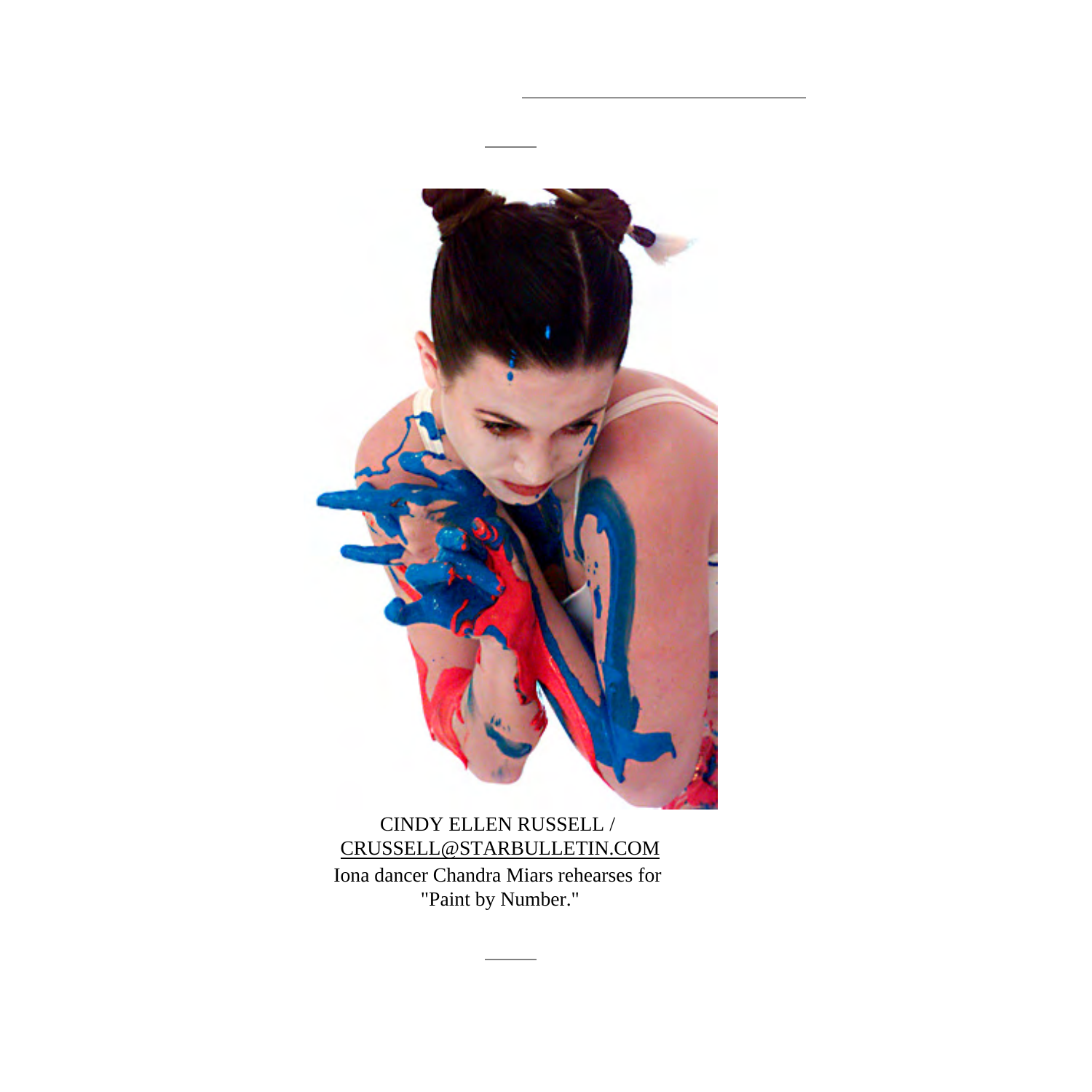CINDY ELLEN RUSSELL / CRUSSELL@STARBULLETIN.COM

Iona dancer Chandra Miars rehearses for "Paint by Number."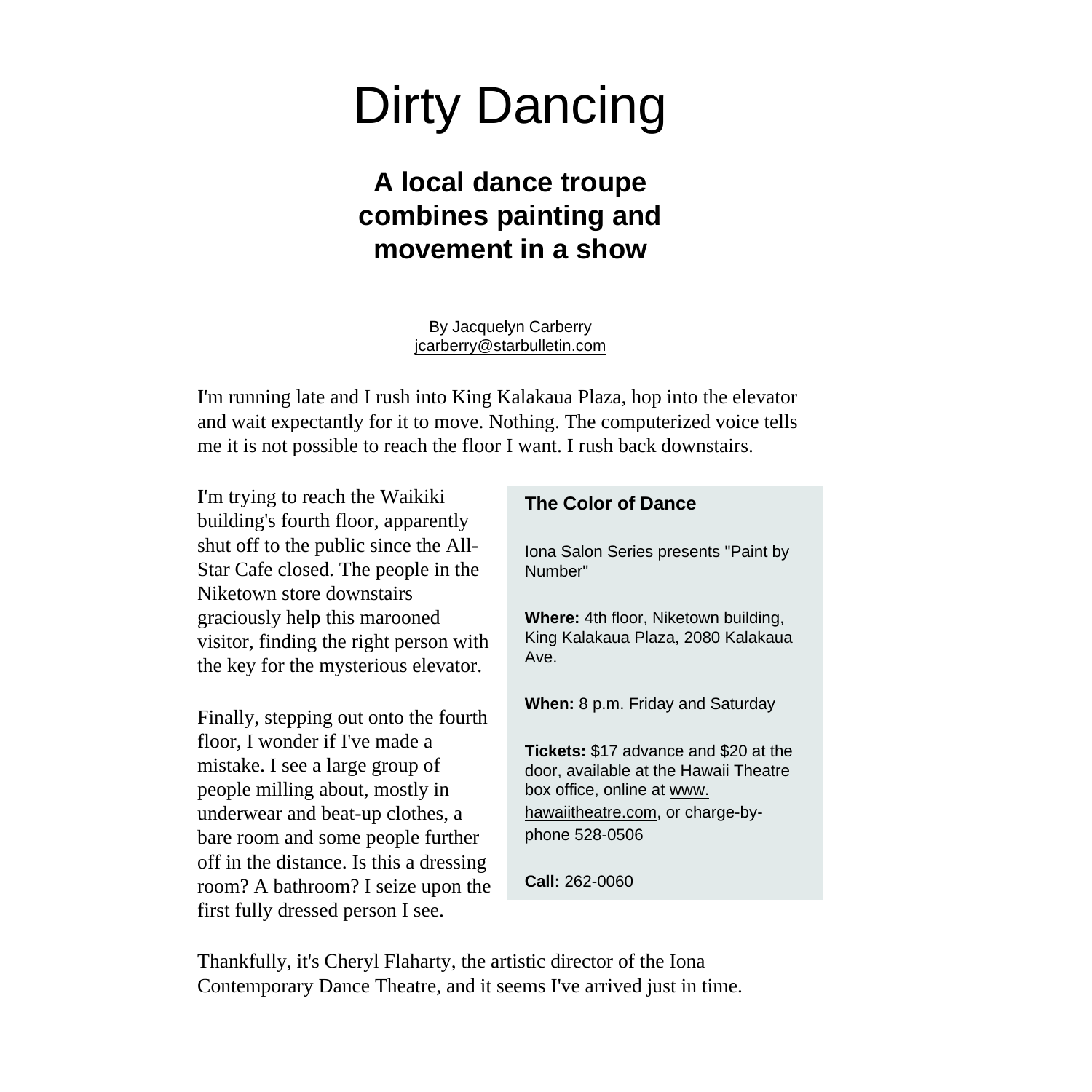# Dirty Dancing

## A local dance troupe combines painting and movement in a show

By Jacquelyn Carberry
jcarberry@starbulletin.com

I'm running late and I rush into King Kalakaua Plaza, hop into the elevator and wait expectantly for it to move. Nothing. The computerized voice tells me it is not possible to reach the floor I want. I rush back downstairs.

I'm trying to reach the Waikiki building's fourth floor, apparently shut off to the public since the All-Star Cafe closed. The people in the Niketown store downstairs graciously help this marooned visitor, finding the right person with the key for the mysterious elevator.

Finally, stepping out onto the fourth floor, I wonder if I've made a mistake. I see a large group of people milling about, mostly in underwear and beat-up clothes, a bare room and some people further off in the distance. Is this a dressing room? A bathroom? I seize upon the first fully dressed person I see.

Thankfully, it's Cheryl Flaharty, the artistic director of the Iona Contemporary Dance Theatre, and it seems I've arrived just in time.

### The Color of Dance

Iona Salon Series presents "Paint by Number"

**Where:** 4th floor, Niketown building, King Kalakaua Plaza, 2080 Kalakaua Ave.

**When:** 8 p.m. Friday and Saturday

**Tickets:** $17 advance and $20 at the door, available at the Hawaii Theatre box office, online at www.hawaiitheatre.com, or charge-by-phone 528-0506

**Call:** 262-0060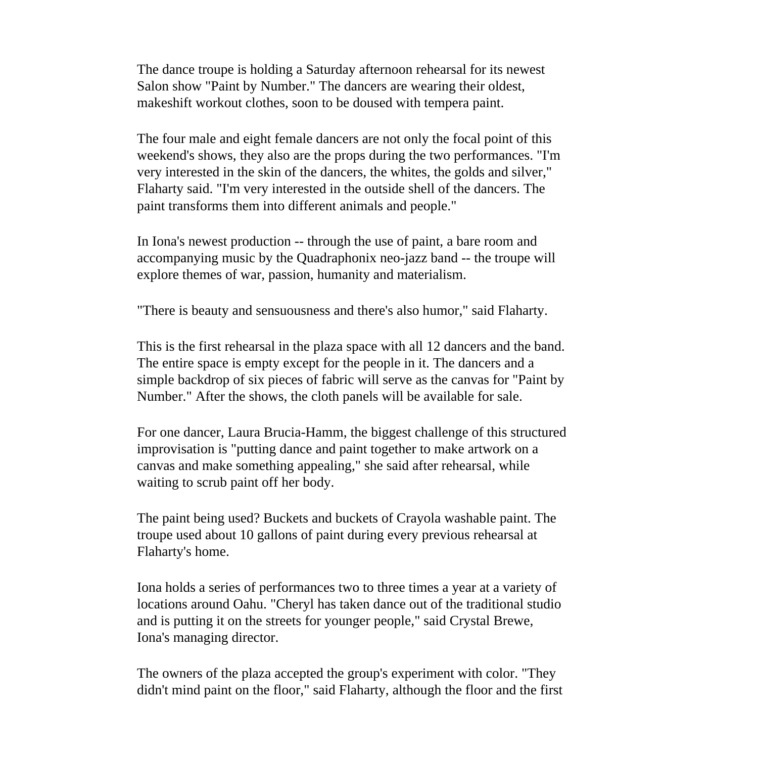The dance troupe is holding a Saturday afternoon rehearsal for its newest Salon show "Paint by Number." The dancers are wearing their oldest, makeshift workout clothes, soon to be doused with tempera paint.

The four male and eight female dancers are not only the focal point of this weekend's shows, they also are the props during the two performances. "I'm very interested in the skin of the dancers, the whites, the golds and silver," Flaharty said. "I'm very interested in the outside shell of the dancers. The paint transforms them into different animals and people."

In Iona's newest production -- through the use of paint, a bare room and accompanying music by the Quadraphonix neo-jazz band -- the troupe will explore themes of war, passion, humanity and materialism.

"There is beauty and sensuousness and there's also humor," said Flaharty.

This is the first rehearsal in the plaza space with all 12 dancers and the band. The entire space is empty except for the people in it. The dancers and a simple backdrop of six pieces of fabric will serve as the canvas for "Paint by Number." After the shows, the cloth panels will be available for sale.

For one dancer, Laura Brucia-Hamm, the biggest challenge of this structured improvisation is "putting dance and paint together to make artwork on a canvas and make something appealing," she said after rehearsal, while waiting to scrub paint off her body.

The paint being used? Buckets and buckets of Crayola washable paint. The troupe used about 10 gallons of paint during every previous rehearsal at Flaharty's home.

Iona holds a series of performances two to three times a year at a variety of locations around Oahu. "Cheryl has taken dance out of the traditional studio and is putting it on the streets for younger people," said Crystal Brewe, Iona's managing director.

The owners of the plaza accepted the group's experiment with color. "They didn't mind paint on the floor," said Flaharty, although the floor and the first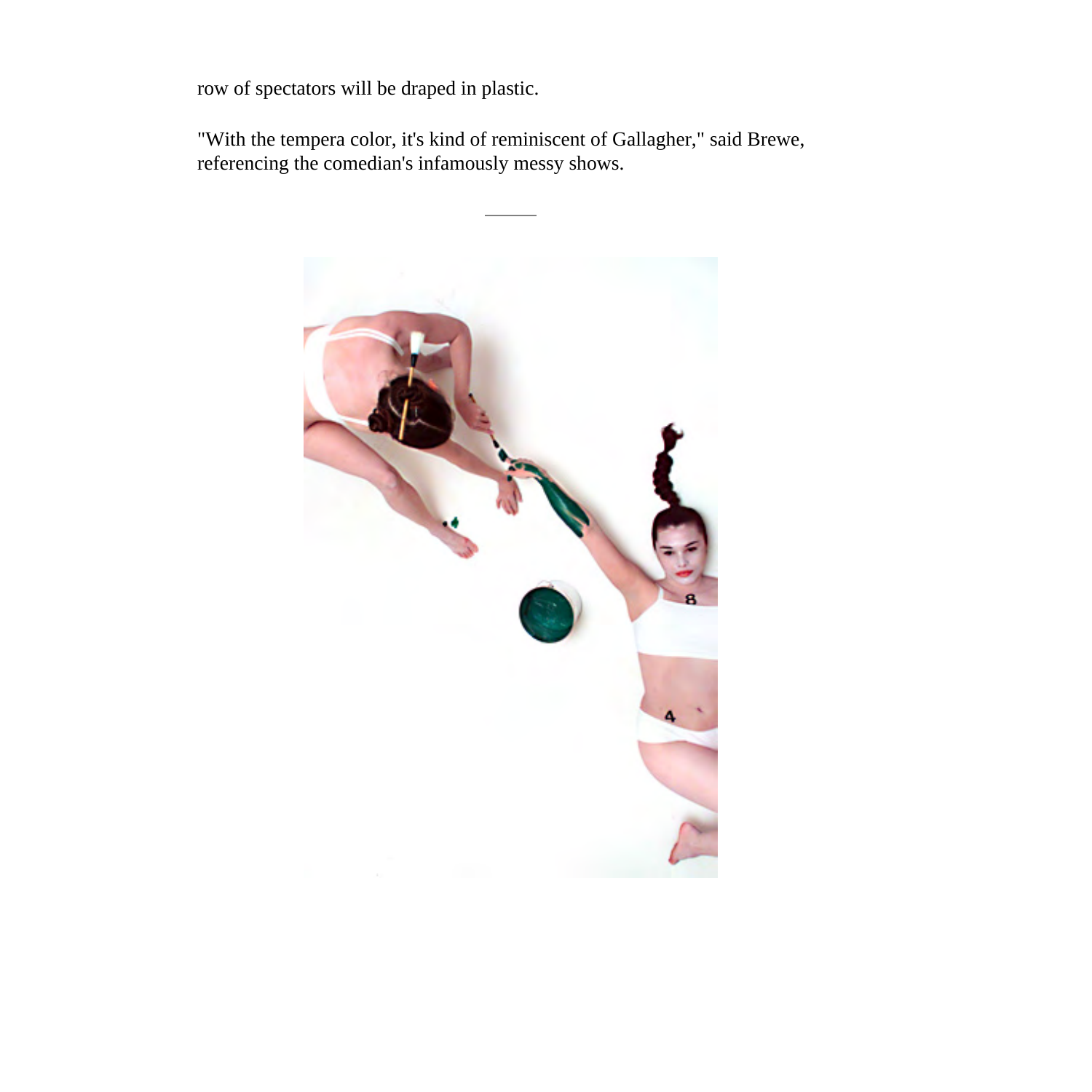row of spectators will be draped in plastic.

"With the tempera color, it's kind of reminiscent of Gallagher," said Brewe, referencing the comedian's infamously messy shows.

---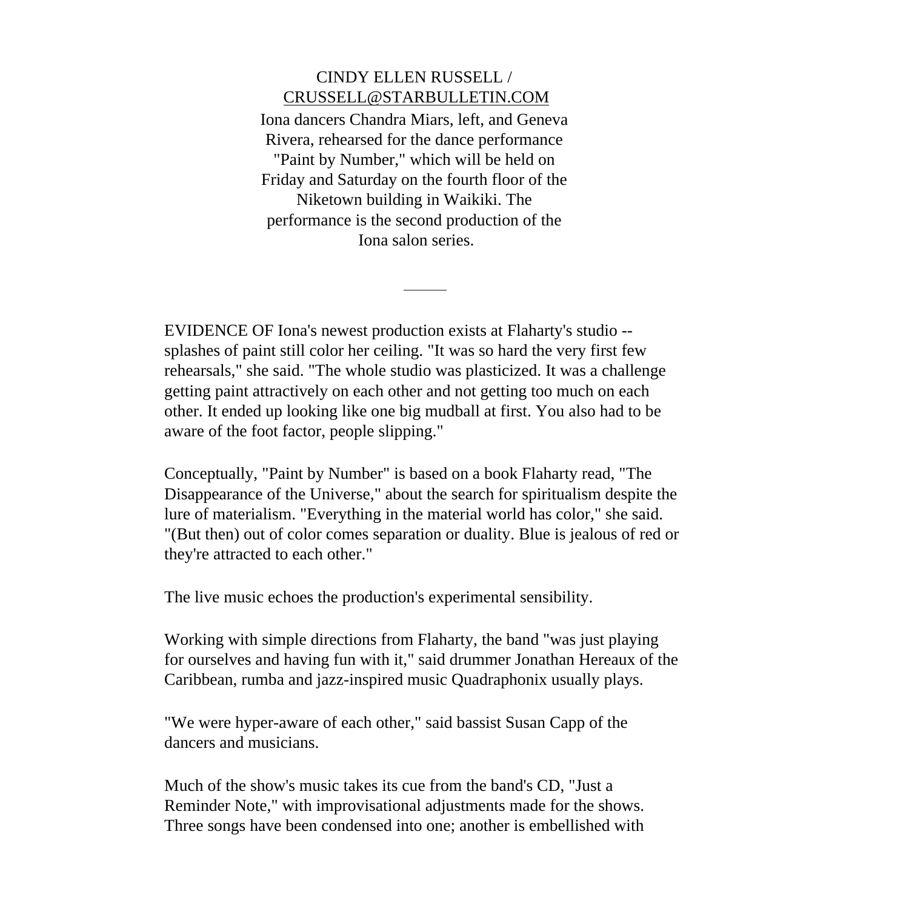CINDY ELLEN RUSSELL / CRUSSELL@STARBULLETIN.COM

Iona dancers Chandra Miars, left, and Geneva Rivera, rehearsed for the dance performance "Paint by Number," which will be held on Friday and Saturday on the fourth floor of the Niketown building in Waikiki. The performance is the second production of the Iona salon series.

---

EVIDENCE OF Iona's newest production exists at Flaharty's studio -- splashes of paint still color her ceiling. "It was so hard the very first few rehearsals," she said. "The whole studio was plasticized. It was a challenge getting paint attractively on each other and not getting too much on each other. It ended up looking like one big mudball at first. You also had to be aware of the foot factor, people slipping."

Conceptually, "Paint by Number" is based on a book Flaharty read, "The Disappearance of the Universe," about the search for spiritualism despite the lure of materialism. "Everything in the material world has color," she said. "(But then) out of color comes separation or duality. Blue is jealous of red or they're attracted to each other."

The live music echoes the production's experimental sensibility.

Working with simple directions from Flaharty, the band "was just playing for ourselves and having fun with it," said drummer Jonathan Hereaux of the Caribbean, rumba and jazz-inspired music Quadraphonix usually plays.

"We were hyper-aware of each other," said bassist Susan Capp of the dancers and musicians.

Much of the show's music takes its cue from the band's CD, "Just a Reminder Note," with improvisational adjustments made for the shows. Three songs have been condensed into one; another is embellished with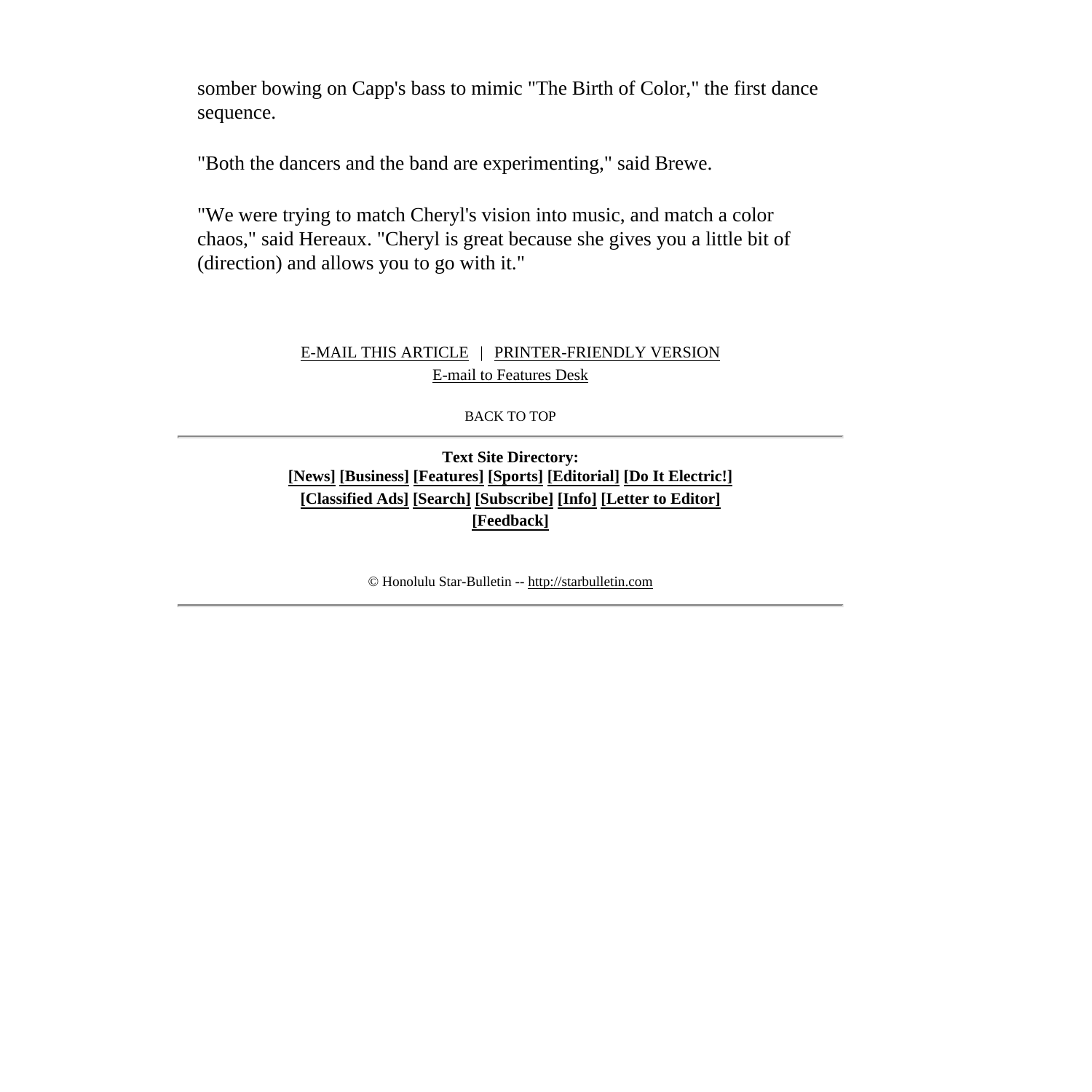somber bowing on Capp's bass to mimic "The Birth of Color," the first dance sequence.

"Both the dancers and the band are experimenting," said Brewe.

"We were trying to match Cheryl's vision into music, and match a color chaos," said Hereaux. "Cheryl is great because she gives you a little bit of (direction) and allows you to go with it."

E-MAIL THIS ARTICLE | PRINTER-FRIENDLY VERSION
E-mail to Features Desk

BACK TO TOP

---

**Text Site Directory:**
**[News] [Business] [Features] [Sports] [Editorial] [Do It Electric!] [Classified Ads] [Search] [Subscribe] [Info] [Letter to Editor] [Feedback]**

© Honolulu Star-Bulletin -- http://starbulletin.com

---